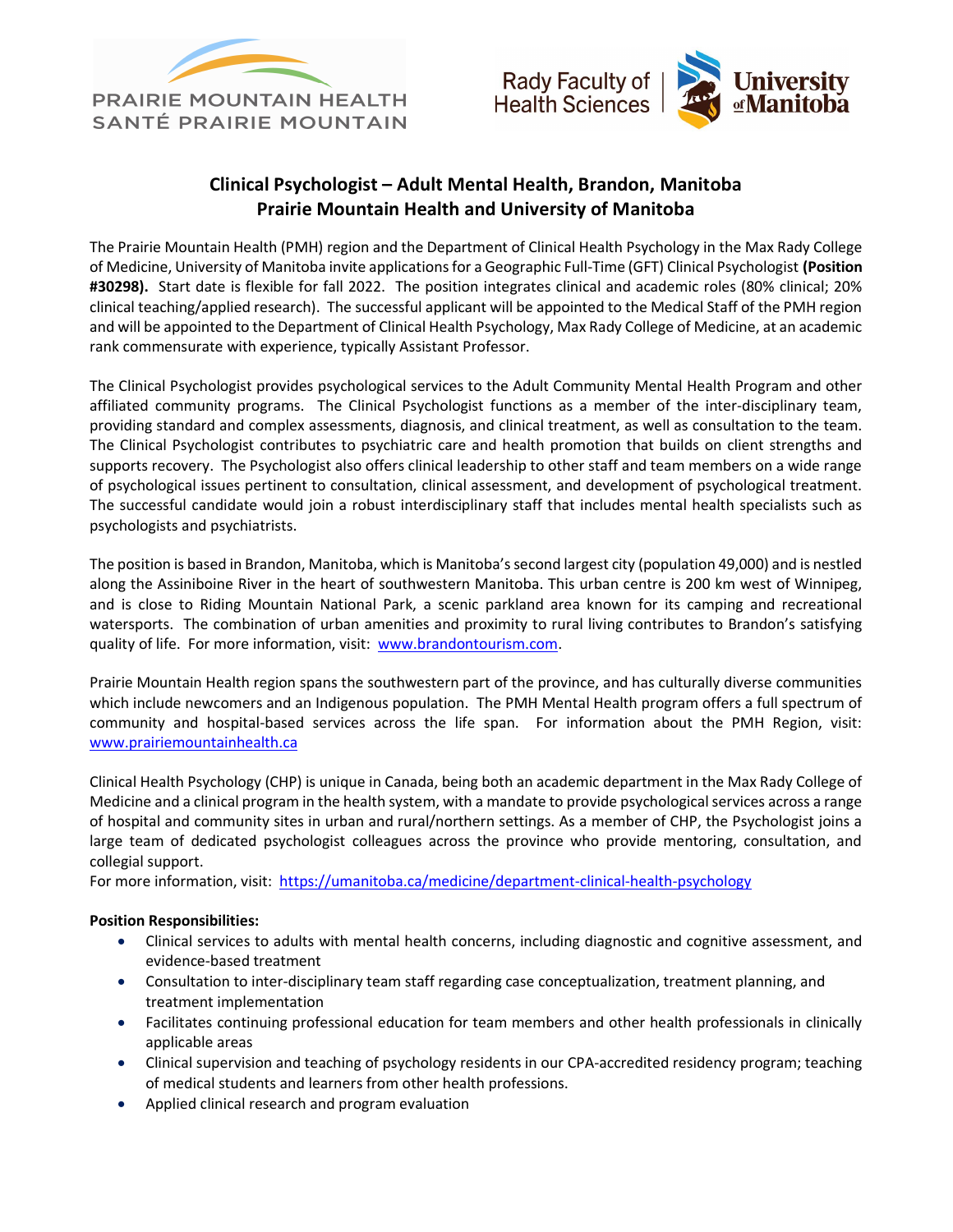PRAIRIE MOUNTAIN HEALTH
SANTÉ PRAIRIE MOUNTAIN

Rady Faculty of Health Sciences | University of Manitoba

# Clinical Psychologist – Adult Mental Health, Brandon, Manitoba
# Prairie Mountain Health and University of Manitoba

The Prairie Mountain Health (PMH) region and the Department of Clinical Health Psychology in the Max Rady College of Medicine, University of Manitoba invite applications for a Geographic Full-Time (GFT) Clinical Psychologist **(Position #30298).** Start date is flexible for fall 2022. The position integrates clinical and academic roles (80% clinical; 20% clinical teaching/applied research). The successful applicant will be appointed to the Medical Staff of the PMH region and will be appointed to the Department of Clinical Health Psychology, Max Rady College of Medicine, at an academic rank commensurate with experience, typically Assistant Professor.

The Clinical Psychologist provides psychological services to the Adult Community Mental Health Program and other affiliated community programs. The Clinical Psychologist functions as a member of the inter-disciplinary team, providing standard and complex assessments, diagnosis, and clinical treatment, as well as consultation to the team. The Clinical Psychologist contributes to psychiatric care and health promotion that builds on client strengths and supports recovery. The Psychologist also offers clinical leadership to other staff and team members on a wide range of psychological issues pertinent to consultation, clinical assessment, and development of psychological treatment. The successful candidate would join a robust interdisciplinary staff that includes mental health specialists such as psychologists and psychiatrists.

The position is based in Brandon, Manitoba, which is Manitoba's second largest city (population 49,000) and is nestled along the Assiniboine River in the heart of southwestern Manitoba. This urban centre is 200 km west of Winnipeg, and is close to Riding Mountain National Park, a scenic parkland area known for its camping and recreational watersports. The combination of urban amenities and proximity to rural living contributes to Brandon's satisfying quality of life. For more information, visit: [www.brandontourism.com](www.brandontourism.com).

Prairie Mountain Health region spans the southwestern part of the province, and has culturally diverse communities which include newcomers and an Indigenous population. The PMH Mental Health program offers a full spectrum of community and hospital-based services across the life span. For information about the PMH Region, visit: [www.prairiemountainhealth.ca](www.prairiemountainhealth.ca)

Clinical Health Psychology (CHP) is unique in Canada, being both an academic department in the Max Rady College of Medicine and a clinical program in the health system, with a mandate to provide psychological services across a range of hospital and community sites in urban and rural/northern settings. As a member of CHP, the Psychologist joins a large team of dedicated psychologist colleagues across the province who provide mentoring, consultation, and collegial support.
For more information, visit: [https://umanitoba.ca/medicine/department-clinical-health-psychology](https://umanitoba.ca/medicine/department-clinical-health-psychology)

**Position Responsibilities:**

- Clinical services to adults with mental health concerns, including diagnostic and cognitive assessment, and evidence-based treatment
- Consultation to inter-disciplinary team staff regarding case conceptualization, treatment planning, and treatment implementation
- Facilitates continuing professional education for team members and other health professionals in clinically applicable areas
- Clinical supervision and teaching of psychology residents in our CPA-accredited residency program; teaching of medical students and learners from other health professions.
- Applied clinical research and program evaluation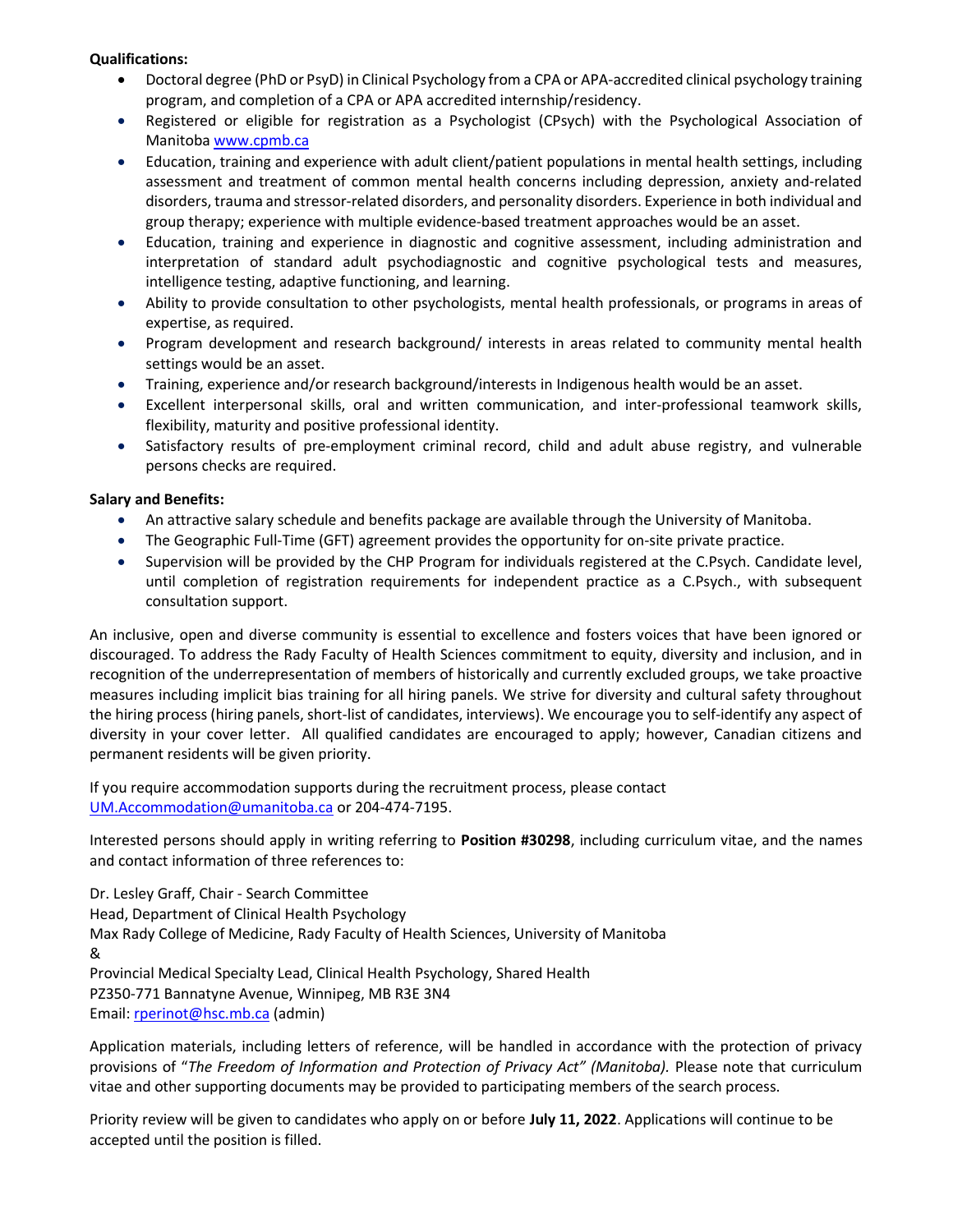**Qualifications:**

- Doctoral degree (PhD or PsyD) in Clinical Psychology from a CPA or APA-accredited clinical psychology training program, and completion of a CPA or APA accredited internship/residency.
- Registered or eligible for registration as a Psychologist (CPsych) with the Psychological Association of Manitoba www.cpmb.ca
- Education, training and experience with adult client/patient populations in mental health settings, including assessment and treatment of common mental health concerns including depression, anxiety and-related disorders, trauma and stressor-related disorders, and personality disorders. Experience in both individual and group therapy; experience with multiple evidence-based treatment approaches would be an asset.
- Education, training and experience in diagnostic and cognitive assessment, including administration and interpretation of standard adult psychodiagnostic and cognitive psychological tests and measures, intelligence testing, adaptive functioning, and learning.
- Ability to provide consultation to other psychologists, mental health professionals, or programs in areas of expertise, as required.
- Program development and research background/ interests in areas related to community mental health settings would be an asset.
- Training, experience and/or research background/interests in Indigenous health would be an asset.
- Excellent interpersonal skills, oral and written communication, and inter-professional teamwork skills, flexibility, maturity and positive professional identity.
- Satisfactory results of pre-employment criminal record, child and adult abuse registry, and vulnerable persons checks are required.

**Salary and Benefits:**

- An attractive salary schedule and benefits package are available through the University of Manitoba.
- The Geographic Full-Time (GFT) agreement provides the opportunity for on-site private practice.
- Supervision will be provided by the CHP Program for individuals registered at the C.Psych. Candidate level, until completion of registration requirements for independent practice as a C.Psych., with subsequent consultation support.

An inclusive, open and diverse community is essential to excellence and fosters voices that have been ignored or discouraged. To address the Rady Faculty of Health Sciences commitment to equity, diversity and inclusion, and in recognition of the underrepresentation of members of historically and currently excluded groups, we take proactive measures including implicit bias training for all hiring panels. We strive for diversity and cultural safety throughout the hiring process (hiring panels, short-list of candidates, interviews). We encourage you to self-identify any aspect of diversity in your cover letter. All qualified candidates are encouraged to apply; however, Canadian citizens and permanent residents will be given priority.

If you require accommodation supports during the recruitment process, please contact UM.Accommodation@umanitoba.ca or 204-474-7195.

Interested persons should apply in writing referring to **Position #30298**, including curriculum vitae, and the names and contact information of three references to:

Dr. Lesley Graff, Chair - Search Committee
Head, Department of Clinical Health Psychology
Max Rady College of Medicine, Rady Faculty of Health Sciences, University of Manitoba
&
Provincial Medical Specialty Lead, Clinical Health Psychology, Shared Health
PZ350-771 Bannatyne Avenue, Winnipeg, MB R3E 3N4
Email: rperinot@hsc.mb.ca (admin)

Application materials, including letters of reference, will be handled in accordance with the protection of privacy provisions of "*The Freedom of Information and Protection of Privacy Act" (Manitoba).* Please note that curriculum vitae and other supporting documents may be provided to participating members of the search process.

Priority review will be given to candidates who apply on or before **July 11, 2022**. Applications will continue to be accepted until the position is filled.